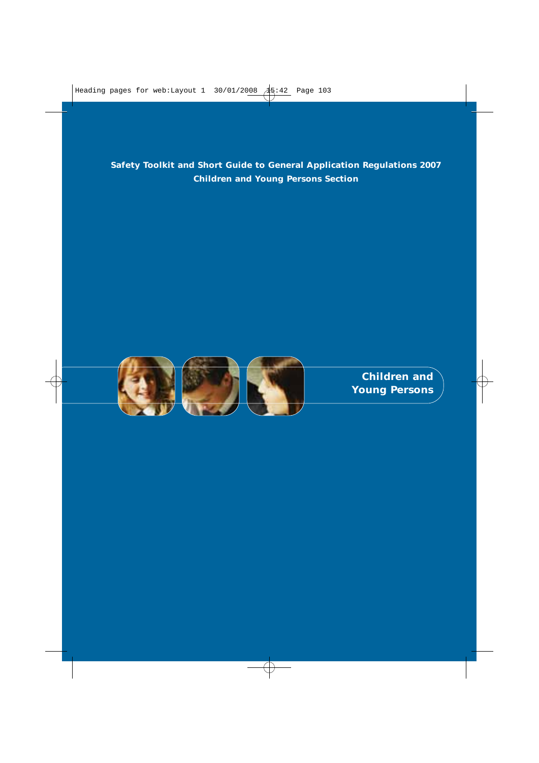**Safety Toolkit and Short Guide to General Application Regulations 2007**
**Children and Young Persons Section**

# Children and Young Persons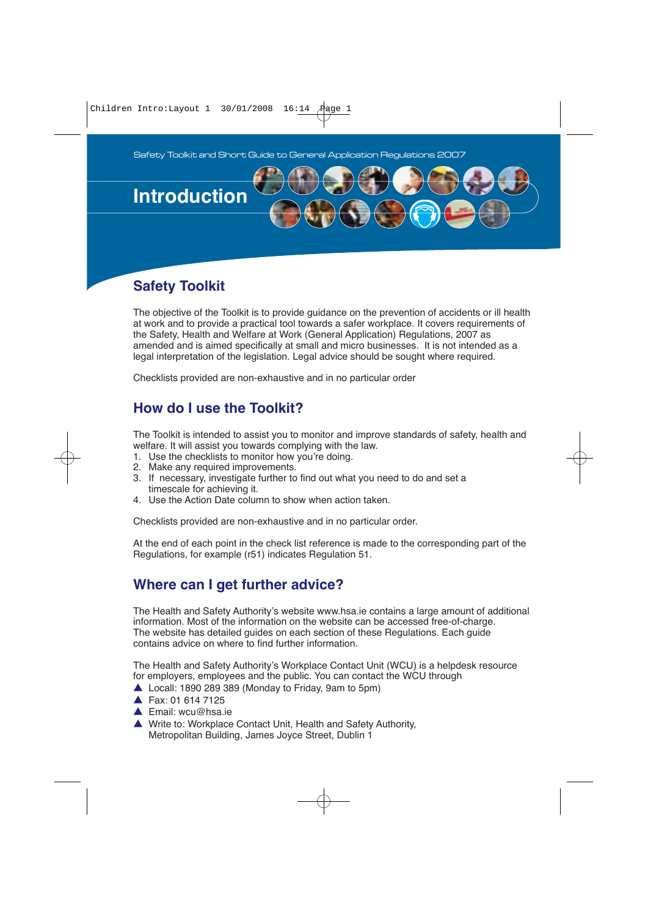Safety Toolkit and Short Guide to General Application Regulations 2007

# Introduction

## Safety Toolkit

The objective of the Toolkit is to provide guidance on the prevention of accidents or ill health at work and to provide a practical tool towards a safer workplace. It covers requirements of the Safety, Health and Welfare at Work (General Application) Regulations, 2007 as amended and is aimed specifically at small and micro businesses. It is not intended as a legal interpretation of the legislation. Legal advice should be sought where required.

Checklists provided are non-exhaustive and in no particular order

## How do I use the Toolkit?

The Toolkit is intended to assist you to monitor and improve standards of safety, health and welfare. It will assist you towards complying with the law.

1. Use the checklists to monitor how you're doing.
2. Make any required improvements.
3. If necessary, investigate further to find out what you need to do and set a timescale for achieving it.
4. Use the Action Date column to show when action taken.

Checklists provided are non-exhaustive and in no particular order.

At the end of each point in the check list reference is made to the corresponding part of the Regulations, for example (r51) indicates Regulation 51.

## Where can I get further advice?

The Health and Safety Authority's website www.hsa.ie contains a large amount of additional information. Most of the information on the website can be accessed free-of-charge. The website has detailed guides on each section of these Regulations. Each guide contains advice on where to find further information.

The Health and Safety Authority's Workplace Contact Unit (WCU) is a helpdesk resource for employers, employees and the public. You can contact the WCU through

- Locall: 1890 289 389 (Monday to Friday, 9am to 5pm)
- Fax: 01 614 7125
- Email: wcu@hsa.ie
- Write to: Workplace Contact Unit, Health and Safety Authority, Metropolitan Building, James Joyce Street, Dublin 1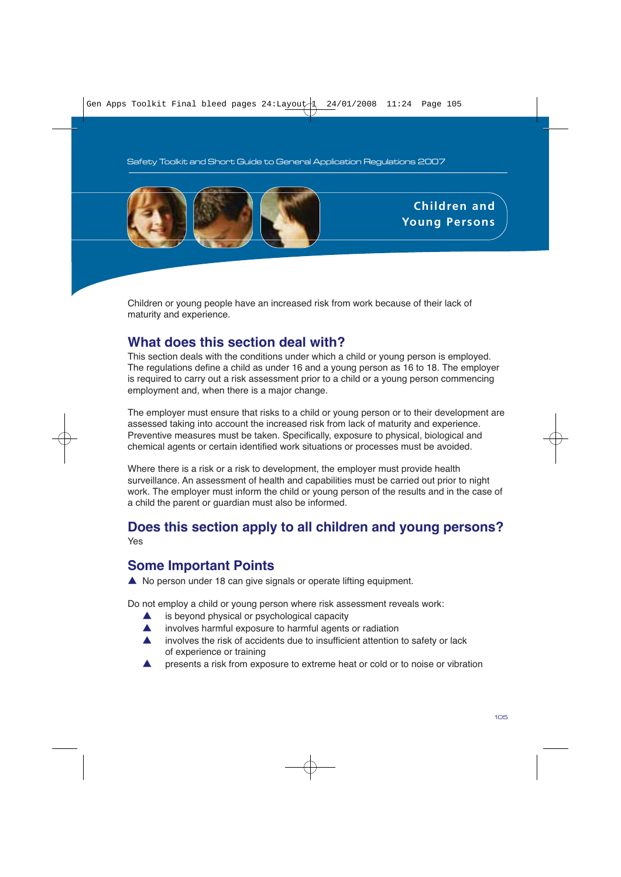# Children and Young Persons

Children or young people have an increased risk from work because of their lack of maturity and experience.

## What does this section deal with?

This section deals with the conditions under which a child or young person is employed. The regulations define a child as under 16 and a young person as 16 to 18. The employer is required to carry out a risk assessment prior to a child or a young person commencing employment and, when there is a major change.

The employer must ensure that risks to a child or young person or to their development are assessed taking into account the increased risk from lack of maturity and experience. Preventive measures must be taken. Specifically, exposure to physical, biological and chemical agents or certain identified work situations or processes must be avoided.

Where there is a risk or a risk to development, the employer must provide health surveillance. An assessment of health and capabilities must be carried out prior to night work. The employer must inform the child or young person of the results and in the case of a child the parent or guardian must also be informed.

## Does this section apply to all children and young persons?

Yes

## Some Important Points

- No person under 18 can give signals or operate lifting equipment.

Do not employ a child or young person where risk assessment reveals work:

- is beyond physical or psychological capacity
- involves harmful exposure to harmful agents or radiation
- involves the risk of accidents due to insufficient attention to safety or lack of experience or training
- presents a risk from exposure to extreme heat or cold or to noise or vibration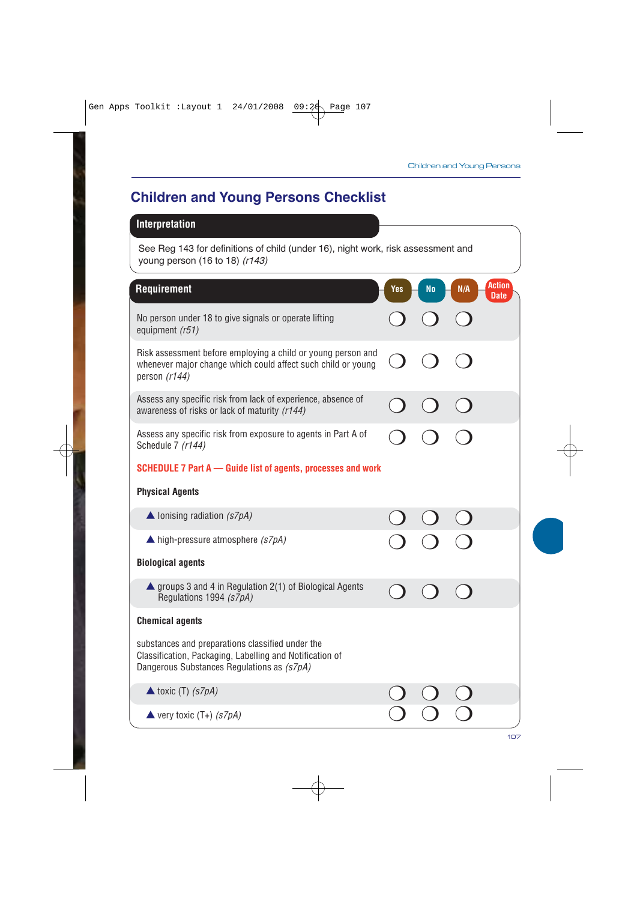## Children and Young Persons Checklist

### Interpretation

See Reg 143 for definitions of child (under 16), night work, risk assessment and young person (16 to 18) *(r143)*

| Requirement | Yes | No | N/A | Action Date |
|---|---|---|---|---|
| No person under 18 to give signals or operate lifting equipment *(r51)* | ❍ | ❍ | ❍ | |
| Risk assessment before employing a child or young person and whenever major change which could affect such child or young person *(r144)* | ❍ | ❍ | ❍ | |
| Assess any specific risk from lack of experience, absence of awareness of risks or lack of maturity *(r144)* | ❍ | ❍ | ❍ | |
| Assess any specific risk from exposure to agents in Part A of Schedule 7 *(r144)* | ❍ | ❍ | ❍ | |
| **SCHEDULE 7 Part A — Guide list of agents, processes and work** | | | | |
| **Physical Agents** | | | | |
| ▲ Ionising radiation *(s7pA)* | ❍ | ❍ | ❍ | |
| ▲ high-pressure atmosphere *(s7pA)* | ❍ | ❍ | ❍ | |
| **Biological agents** | | | | |
| ▲ groups 3 and 4 in Regulation 2(1) of Biological Agents Regulations 1994 *(s7pA)* | ❍ | ❍ | ❍ | |
| **Chemical agents** | | | | |
| substances and preparations classified under the Classification, Packaging, Labelling and Notification of Dangerous Substances Regulations as *(s7pA)* | | | | |
| ▲ toxic (T) *(s7pA)* | ❍ | ❍ | ❍ | |
| ▲ very toxic (T+) *(s7pA)* | ❍ | ❍ | ❍ | |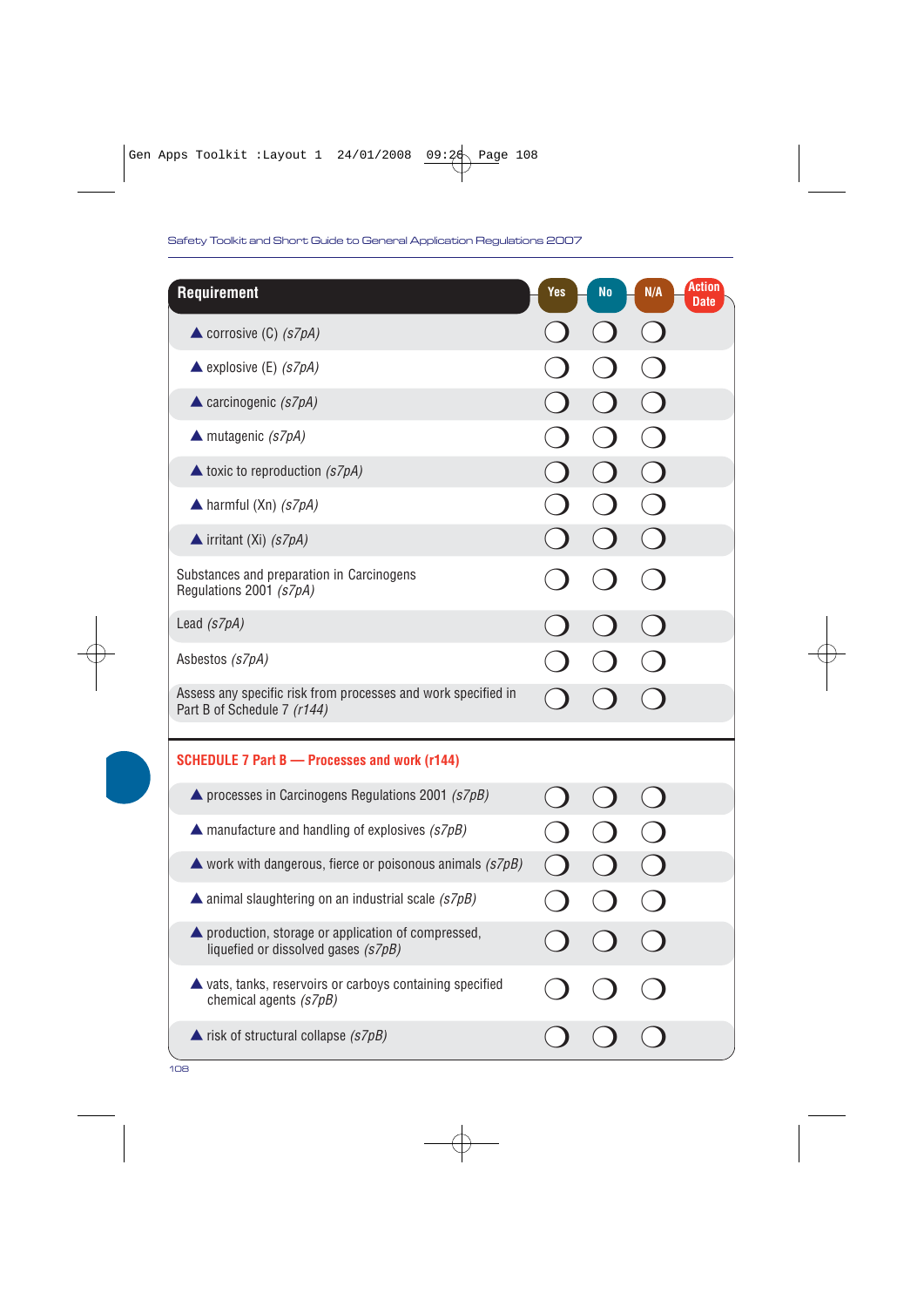| Requirement | Yes | No | N/A | Action Date |
|---|---|---|---|---|
| ▲ corrosive (C) *(s7pA)* | ◯ | ◯ | ◯ | |
| ▲ explosive (E) *(s7pA)* | ◯ | ◯ | ◯ | |
| ▲ carcinogenic *(s7pA)* | ◯ | ◯ | ◯ | |
| ▲ mutagenic *(s7pA)* | ◯ | ◯ | ◯ | |
| ▲ toxic to reproduction *(s7pA)* | ◯ | ◯ | ◯ | |
| ▲ harmful (Xn) *(s7pA)* | ◯ | ◯ | ◯ | |
| ▲ irritant (Xi) *(s7pA)* | ◯ | ◯ | ◯ | |
| Substances and preparation in Carcinogens Regulations 2001 *(s7pA)* | ◯ | ◯ | ◯ | |
| Lead *(s7pA)* | ◯ | ◯ | ◯ | |
| Asbestos *(s7pA)* | ◯ | ◯ | ◯ | |
| Assess any specific risk from processes and work specified in Part B of Schedule 7 *(r144)* | ◯ | ◯ | ◯ | |

## SCHEDULE 7 Part B — Processes and work (r144)

| Requirement | Yes | No | N/A | Action Date |
|---|---|---|---|---|
| ▲ processes in Carcinogens Regulations 2001 *(s7pB)* | ◯ | ◯ | ◯ | |
| ▲ manufacture and handling of explosives *(s7pB)* | ◯ | ◯ | ◯ | |
| ▲ work with dangerous, fierce or poisonous animals *(s7pB)* | ◯ | ◯ | ◯ | |
| ▲ animal slaughtering on an industrial scale *(s7pB)* | ◯ | ◯ | ◯ | |
| ▲ production, storage or application of compressed, liquefied or dissolved gases *(s7pB)* | ◯ | ◯ | ◯ | |
| ▲ vats, tanks, reservoirs or carboys containing specified chemical agents *(s7pB)* | ◯ | ◯ | ◯ | |
| ▲ risk of structural collapse *(s7pB)* | ◯ | ◯ | ◯ | |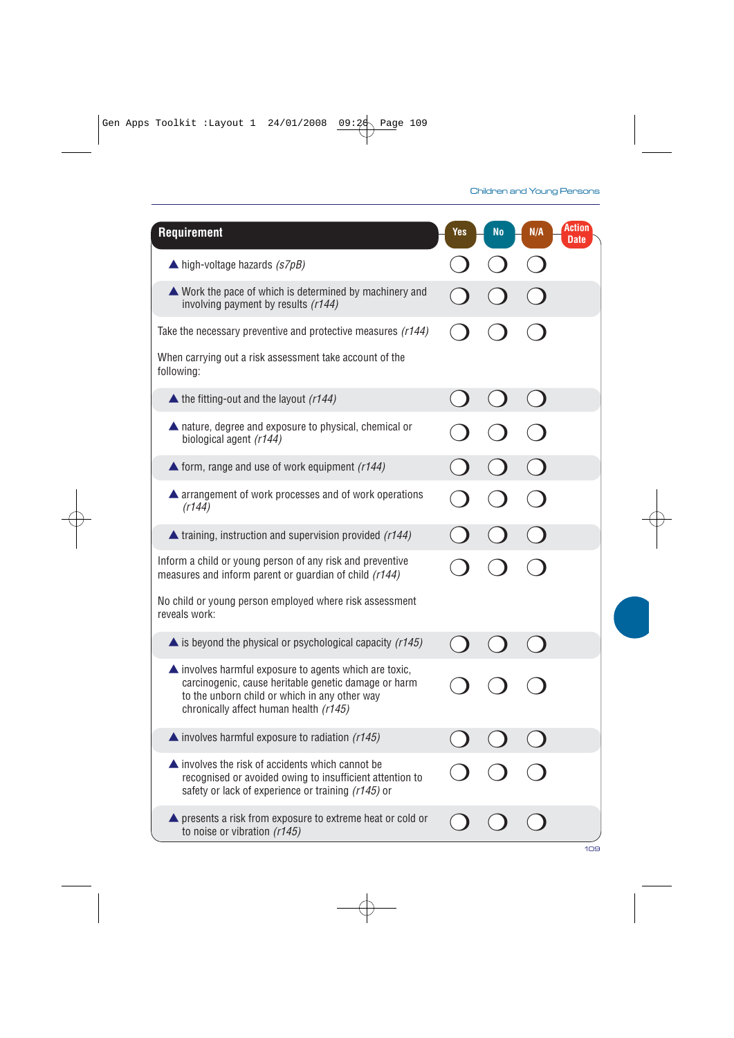| Requirement | Yes | No | N/A | Action Date |
|---|---|---|---|---|
| ▲ high-voltage hazards *(s7pB)* | ❍ | ❍ | ❍ | |
| ▲ Work the pace of which is determined by machinery and involving payment by results *(r144)* | ❍ | ❍ | ❍ | |
| Take the necessary preventive and protective measures *(r144)* | ❍ | ❍ | ❍ | |
| When carrying out a risk assessment take account of the following: | | | | |
| ▲ the fitting-out and the layout *(r144)* | ❍ | ❍ | ❍ | |
| ▲ nature, degree and exposure to physical, chemical or biological agent *(r144)* | ❍ | ❍ | ❍ | |
| ▲ form, range and use of work equipment *(r144)* | ❍ | ❍ | ❍ | |
| ▲ arrangement of work processes and of work operations *(r144)* | ❍ | ❍ | ❍ | |
| ▲ training, instruction and supervision provided *(r144)* | ❍ | ❍ | ❍ | |
| Inform a child or young person of any risk and preventive measures and inform parent or guardian of child *(r144)* | ❍ | ❍ | ❍ | |
| No child or young person employed where risk assessment reveals work: | | | | |
| ▲ is beyond the physical or psychological capacity *(r145)* | ❍ | ❍ | ❍ | |
| ▲ involves harmful exposure to agents which are toxic, carcinogenic, cause heritable genetic damage or harm to the unborn child or which in any other way chronically affect human health *(r145)* | ❍ | ❍ | ❍ | |
| ▲ involves harmful exposure to radiation *(r145)* | ❍ | ❍ | ❍ | |
| ▲ involves the risk of accidents which cannot be recognised or avoided owing to insufficient attention to safety or lack of experience or training *(r145)* or | ❍ | ❍ | ❍ | |
| ▲ presents a risk from exposure to extreme heat or cold or to noise or vibration *(r145)* | ❍ | ❍ | ❍ | |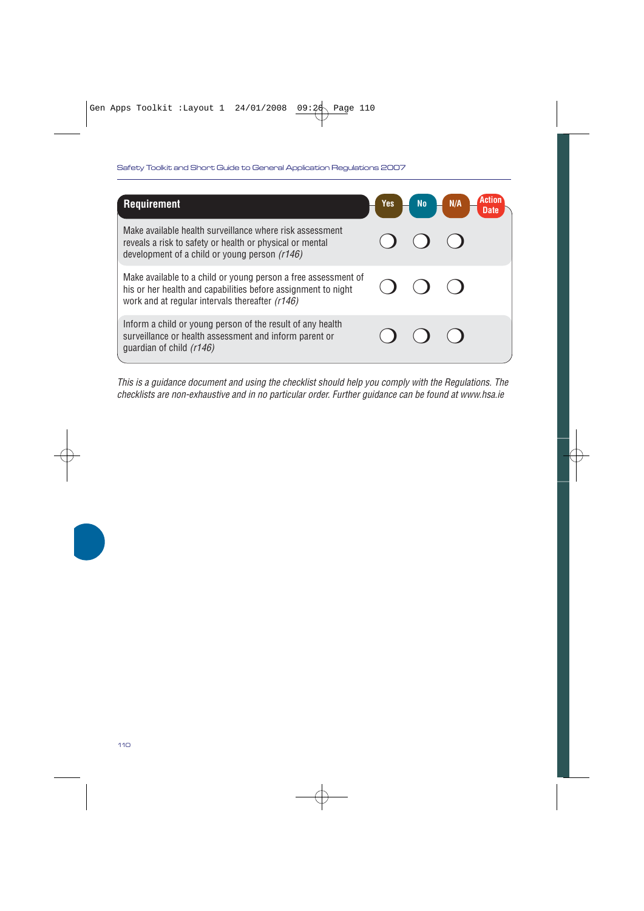| Requirement | Yes | No | N/A | Action Date |
|---|---|---|---|---|
| Make available health surveillance where risk assessment reveals a risk to safety or health or physical or mental development of a child or young person *(r146)* | ❍ | ❍ | ❍ | |
| Make available to a child or young person a free assessment of his or her health and capabilities before assignment to night work and at regular intervals thereafter *(r146)* | ❍ | ❍ | ❍ | |
| Inform a child or young person of the result of any health surveillance or health assessment and inform parent or guardian of child *(r146)* | ❍ | ❍ | ❍ | |

*This is a guidance document and using the checklist should help you comply with the Regulations. The checklists are non-exhaustive and in no particular order. Further guidance can be found at www.hsa.ie*